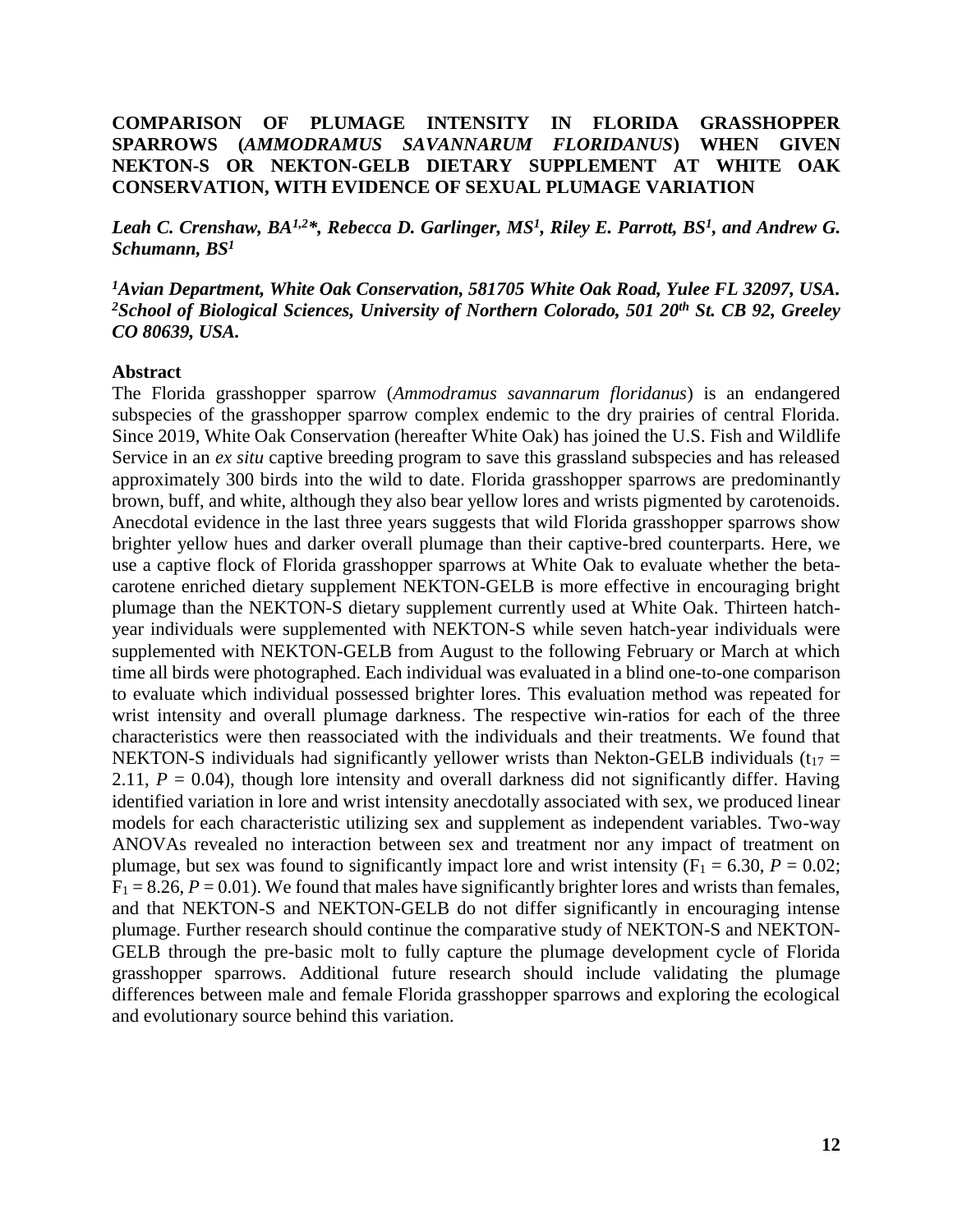# COMPARISON OF PLUMAGE INTENSITY IN FLORIDA GRASSHOPPER SPARROWS (*AMMODRAMUS SAVANNARUM FLORIDANUS*) WHEN GIVEN NEKTON-S OR NEKTON-GELB DIETARY SUPPLEMENT AT WHITE OAK CONSERVATION, WITH EVIDENCE OF SEXUAL PLUMAGE VARIATION

***Leah C. Crenshaw, BA[1,2]\*, Rebecca D. Garlinger, MS[1], Riley E. Parrott, BS[1], and Andrew G. Schumann, BS[1]***

***[1]Avian Department, White Oak Conservation, 581705 White Oak Road, Yulee FL 32097, USA. [2]School of Biological Sciences, University of Northern Colorado, 501 20th St. CB 92, Greeley CO 80639, USA.***

## Abstract

The Florida grasshopper sparrow (*Ammodramus savannarum floridanus*) is an endangered subspecies of the grasshopper sparrow complex endemic to the dry prairies of central Florida. Since 2019, White Oak Conservation (hereafter White Oak) has joined the U.S. Fish and Wildlife Service in an *ex situ* captive breeding program to save this grassland subspecies and has released approximately 300 birds into the wild to date. Florida grasshopper sparrows are predominantly brown, buff, and white, although they also bear yellow lores and wrists pigmented by carotenoids. Anecdotal evidence in the last three years suggests that wild Florida grasshopper sparrows show brighter yellow hues and darker overall plumage than their captive-bred counterparts. Here, we use a captive flock of Florida grasshopper sparrows at White Oak to evaluate whether the beta-carotene enriched dietary supplement NEKTON-GELB is more effective in encouraging bright plumage than the NEKTON-S dietary supplement currently used at White Oak. Thirteen hatch-year individuals were supplemented with NEKTON-S while seven hatch-year individuals were supplemented with NEKTON-GELB from August to the following February or March at which time all birds were photographed. Each individual was evaluated in a blind one-to-one comparison to evaluate which individual possessed brighter lores. This evaluation method was repeated for wrist intensity and overall plumage darkness. The respective win-ratios for each of the three characteristics were then reassociated with the individuals and their treatments. We found that NEKTON-S individuals had significantly yellower wrists than Nekton-GELB individuals ($t_{17} = 2.11$, $P = 0.04$), though lore intensity and overall darkness did not significantly differ. Having identified variation in lore and wrist intensity anecdotally associated with sex, we produced linear models for each characteristic utilizing sex and supplement as independent variables. Two-way ANOVAs revealed no interaction between sex and treatment nor any impact of treatment on plumage, but sex was found to significantly impact lore and wrist intensity ($F_1 = 6.30$, $P = 0.02$; $F_1 = 8.26$, $P = 0.01$). We found that males have significantly brighter lores and wrists than females, and that NEKTON-S and NEKTON-GELB do not differ significantly in encouraging intense plumage. Further research should continue the comparative study of NEKTON-S and NEKTON-GELB through the pre-basic molt to fully capture the plumage development cycle of Florida grasshopper sparrows. Additional future research should include validating the plumage differences between male and female Florida grasshopper sparrows and exploring the ecological and evolutionary source behind this variation.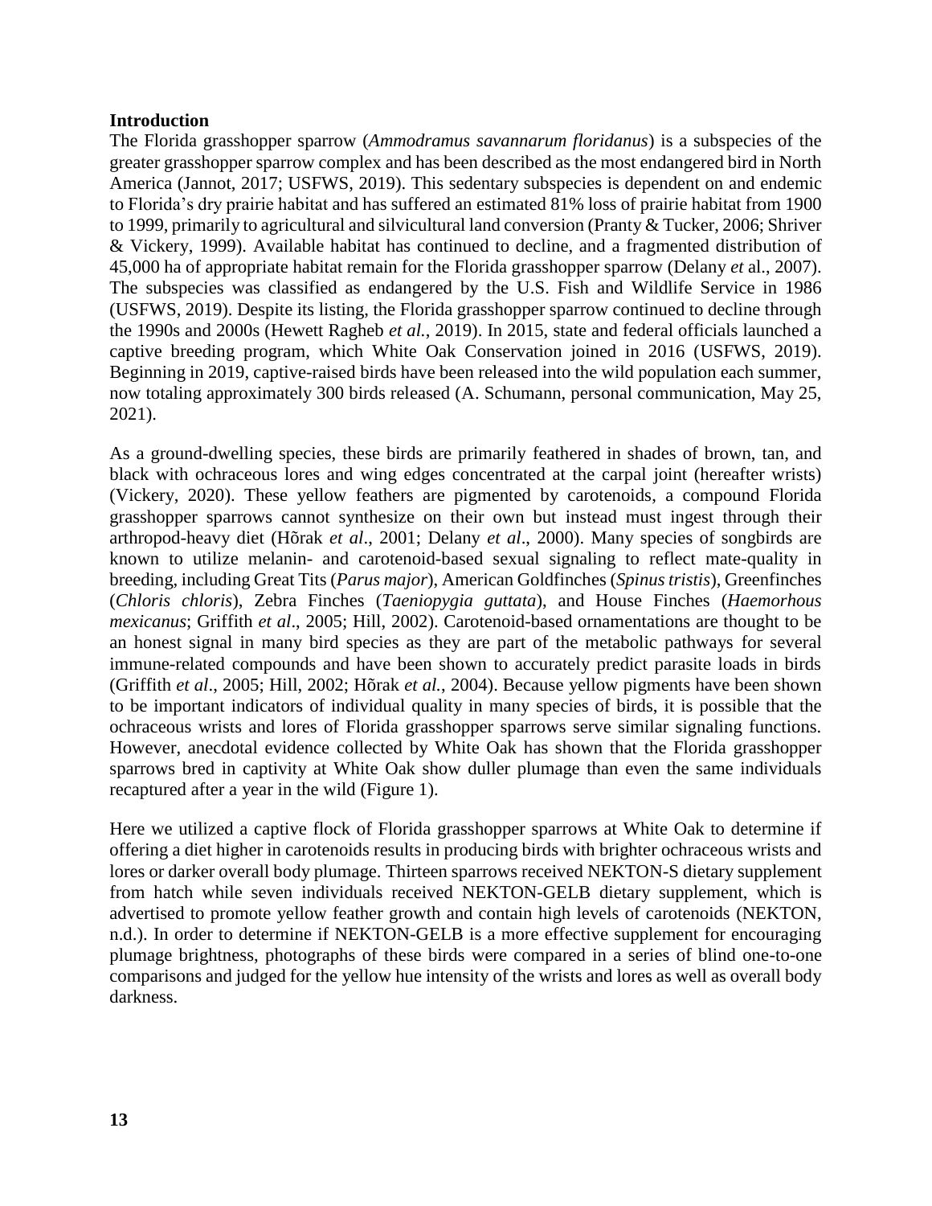**Introduction**

The Florida grasshopper sparrow (*Ammodramus savannarum floridanus*) is a subspecies of the greater grasshopper sparrow complex and has been described as the most endangered bird in North America (Jannot, 2017; USFWS, 2019). This sedentary subspecies is dependent on and endemic to Florida's dry prairie habitat and has suffered an estimated 81% loss of prairie habitat from 1900 to 1999, primarily to agricultural and silvicultural land conversion (Pranty & Tucker, 2006; Shriver & Vickery, 1999). Available habitat has continued to decline, and a fragmented distribution of 45,000 ha of appropriate habitat remain for the Florida grasshopper sparrow (Delany *et* al., 2007). The subspecies was classified as endangered by the U.S. Fish and Wildlife Service in 1986 (USFWS, 2019). Despite its listing, the Florida grasshopper sparrow continued to decline through the 1990s and 2000s (Hewett Ragheb *et al.*, 2019). In 2015, state and federal officials launched a captive breeding program, which White Oak Conservation joined in 2016 (USFWS, 2019). Beginning in 2019, captive-raised birds have been released into the wild population each summer, now totaling approximately 300 birds released (A. Schumann, personal communication, May 25, 2021).

As a ground-dwelling species, these birds are primarily feathered in shades of brown, tan, and black with ochraceous lores and wing edges concentrated at the carpal joint (hereafter wrists) (Vickery, 2020). These yellow feathers are pigmented by carotenoids, a compound Florida grasshopper sparrows cannot synthesize on their own but instead must ingest through their arthropod-heavy diet (Hõrak *et al*., 2001; Delany *et al*., 2000). Many species of songbirds are known to utilize melanin- and carotenoid-based sexual signaling to reflect mate-quality in breeding, including Great Tits (*Parus major*), American Goldfinches (*Spinus tristis*), Greenfinches (*Chloris chloris*), Zebra Finches (*Taeniopygia guttata*), and House Finches (*Haemorhous mexicanus*; Griffith *et al*., 2005; Hill, 2002). Carotenoid-based ornamentations are thought to be an honest signal in many bird species as they are part of the metabolic pathways for several immune-related compounds and have been shown to accurately predict parasite loads in birds (Griffith *et al*., 2005; Hill, 2002; Hõrak *et al.*, 2004). Because yellow pigments have been shown to be important indicators of individual quality in many species of birds, it is possible that the ochraceous wrists and lores of Florida grasshopper sparrows serve similar signaling functions. However, anecdotal evidence collected by White Oak has shown that the Florida grasshopper sparrows bred in captivity at White Oak show duller plumage than even the same individuals recaptured after a year in the wild (Figure 1).

Here we utilized a captive flock of Florida grasshopper sparrows at White Oak to determine if offering a diet higher in carotenoids results in producing birds with brighter ochraceous wrists and lores or darker overall body plumage. Thirteen sparrows received NEKTON-S dietary supplement from hatch while seven individuals received NEKTON-GELB dietary supplement, which is advertised to promote yellow feather growth and contain high levels of carotenoids (NEKTON, n.d.). In order to determine if NEKTON-GELB is a more effective supplement for encouraging plumage brightness, photographs of these birds were compared in a series of blind one-to-one comparisons and judged for the yellow hue intensity of the wrists and lores as well as overall body darkness.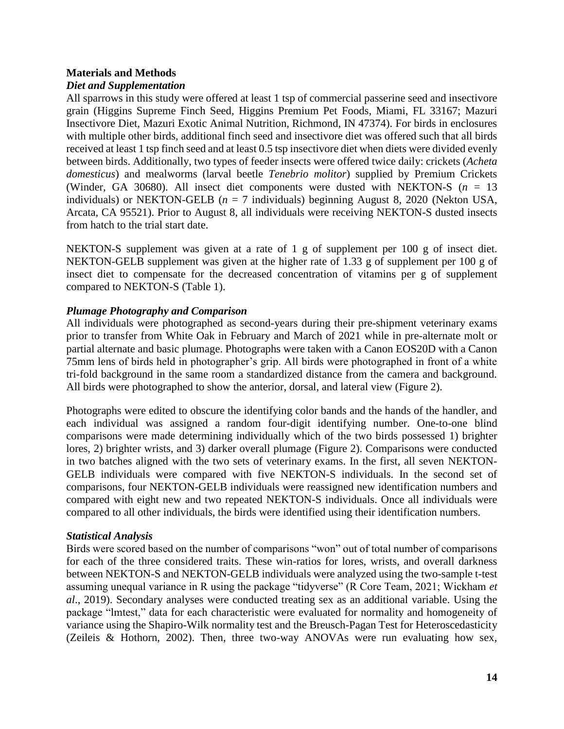## Materials and Methods

### *Diet and Supplementation*

All sparrows in this study were offered at least 1 tsp of commercial passerine seed and insectivore grain (Higgins Supreme Finch Seed, Higgins Premium Pet Foods, Miami, FL 33167; Mazuri Insectivore Diet, Mazuri Exotic Animal Nutrition, Richmond, IN 47374). For birds in enclosures with multiple other birds, additional finch seed and insectivore diet was offered such that all birds received at least 1 tsp finch seed and at least 0.5 tsp insectivore diet when diets were divided evenly between birds. Additionally, two types of feeder insects were offered twice daily: crickets (*Acheta domesticus*) and mealworms (larval beetle *Tenebrio molitor*) supplied by Premium Crickets (Winder, GA 30680). All insect diet components were dusted with NEKTON-S ($n$ = 13 individuals) or NEKTON-GELB ($n$ = 7 individuals) beginning August 8, 2020 (Nekton USA, Arcata, CA 95521). Prior to August 8, all individuals were receiving NEKTON-S dusted insects from hatch to the trial start date.

NEKTON-S supplement was given at a rate of 1 g of supplement per 100 g of insect diet. NEKTON-GELB supplement was given at the higher rate of 1.33 g of supplement per 100 g of insect diet to compensate for the decreased concentration of vitamins per g of supplement compared to NEKTON-S (Table 1).

### *Plumage Photography and Comparison*

All individuals were photographed as second-years during their pre-shipment veterinary exams prior to transfer from White Oak in February and March of 2021 while in pre-alternate molt or partial alternate and basic plumage. Photographs were taken with a Canon EOS20D with a Canon 75mm lens of birds held in photographer's grip. All birds were photographed in front of a white tri-fold background in the same room a standardized distance from the camera and background. All birds were photographed to show the anterior, dorsal, and lateral view (Figure 2).

Photographs were edited to obscure the identifying color bands and the hands of the handler, and each individual was assigned a random four-digit identifying number. One-to-one blind comparisons were made determining individually which of the two birds possessed 1) brighter lores, 2) brighter wrists, and 3) darker overall plumage (Figure 2). Comparisons were conducted in two batches aligned with the two sets of veterinary exams. In the first, all seven NEKTON-GELB individuals were compared with five NEKTON-S individuals. In the second set of comparisons, four NEKTON-GELB individuals were reassigned new identification numbers and compared with eight new and two repeated NEKTON-S individuals. Once all individuals were compared to all other individuals, the birds were identified using their identification numbers.

### *Statistical Analysis*

Birds were scored based on the number of comparisons "won" out of total number of comparisons for each of the three considered traits. These win-ratios for lores, wrists, and overall darkness between NEKTON-S and NEKTON-GELB individuals were analyzed using the two-sample t-test assuming unequal variance in R using the package "tidyverse" (R Core Team, 2021; Wickham *et al*., 2019). Secondary analyses were conducted treating sex as an additional variable. Using the package "lmtest," data for each characteristic were evaluated for normality and homogeneity of variance using the Shapiro-Wilk normality test and the Breusch-Pagan Test for Heteroscedasticity (Zeileis & Hothorn, 2002). Then, three two-way ANOVAs were run evaluating how sex,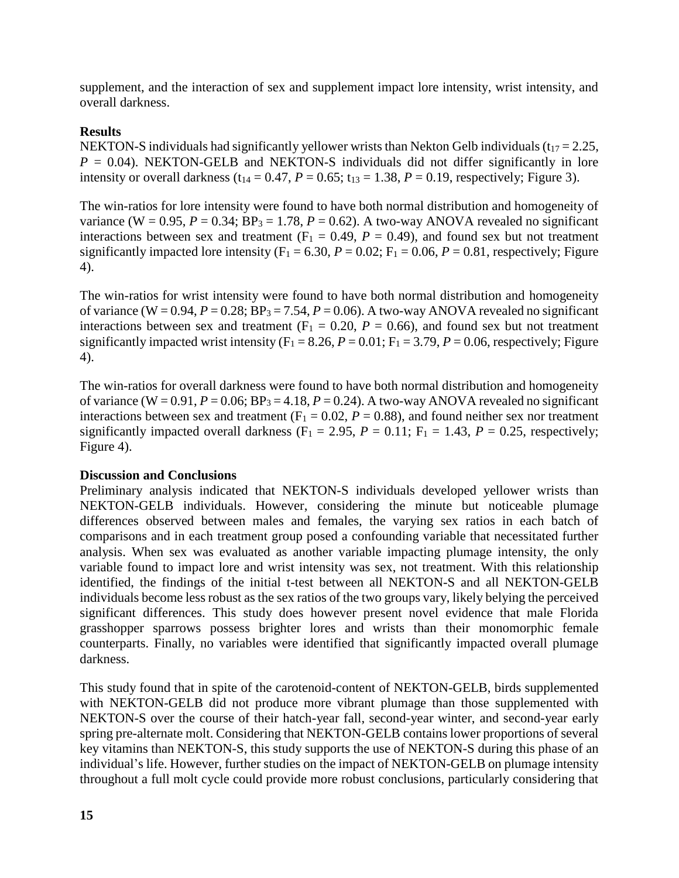supplement, and the interaction of sex and supplement impact lore intensity, wrist intensity, and overall darkness.

**Results**

NEKTON-S individuals had significantly yellower wrists than Nekton Gelb individuals ($t_{17} = 2.25$, $P = 0.04$). NEKTON-GELB and NEKTON-S individuals did not differ significantly in lore intensity or overall darkness ($t_{14} = 0.47$, $P = 0.65$; $t_{13} = 1.38$, $P = 0.19$, respectively; Figure 3).

The win-ratios for lore intensity were found to have both normal distribution and homogeneity of variance ($W = 0.95$, $P = 0.34$; $BP_3 = 1.78$, $P = 0.62$). A two-way ANOVA revealed no significant interactions between sex and treatment ($F_1 = 0.49$, $P = 0.49$), and found sex but not treatment significantly impacted lore intensity ($F_1 = 6.30$, $P = 0.02$; $F_1 = 0.06$, $P = 0.81$, respectively; Figure 4).

The win-ratios for wrist intensity were found to have both normal distribution and homogeneity of variance ($W = 0.94$, $P = 0.28$; $BP_3 = 7.54$, $P = 0.06$). A two-way ANOVA revealed no significant interactions between sex and treatment ($F_1 = 0.20$, $P = 0.66$), and found sex but not treatment significantly impacted wrist intensity ($F_1 = 8.26$, $P = 0.01$; $F_1 = 3.79$, $P = 0.06$, respectively; Figure 4).

The win-ratios for overall darkness were found to have both normal distribution and homogeneity of variance ($W = 0.91$, $P = 0.06$; $BP_3 = 4.18$, $P = 0.24$). A two-way ANOVA revealed no significant interactions between sex and treatment ($F_1 = 0.02$, $P = 0.88$), and found neither sex nor treatment significantly impacted overall darkness ($F_1 = 2.95$, $P = 0.11$; $F_1 = 1.43$, $P = 0.25$, respectively; Figure 4).

**Discussion and Conclusions**

Preliminary analysis indicated that NEKTON-S individuals developed yellower wrists than NEKTON-GELB individuals. However, considering the minute but noticeable plumage differences observed between males and females, the varying sex ratios in each batch of comparisons and in each treatment group posed a confounding variable that necessitated further analysis. When sex was evaluated as another variable impacting plumage intensity, the only variable found to impact lore and wrist intensity was sex, not treatment. With this relationship identified, the findings of the initial t-test between all NEKTON-S and all NEKTON-GELB individuals become less robust as the sex ratios of the two groups vary, likely belying the perceived significant differences. This study does however present novel evidence that male Florida grasshopper sparrows possess brighter lores and wrists than their monomorphic female counterparts. Finally, no variables were identified that significantly impacted overall plumage darkness.

This study found that in spite of the carotenoid-content of NEKTON-GELB, birds supplemented with NEKTON-GELB did not produce more vibrant plumage than those supplemented with NEKTON-S over the course of their hatch-year fall, second-year winter, and second-year early spring pre-alternate molt. Considering that NEKTON-GELB contains lower proportions of several key vitamins than NEKTON-S, this study supports the use of NEKTON-S during this phase of an individual's life. However, further studies on the impact of NEKTON-GELB on plumage intensity throughout a full molt cycle could provide more robust conclusions, particularly considering that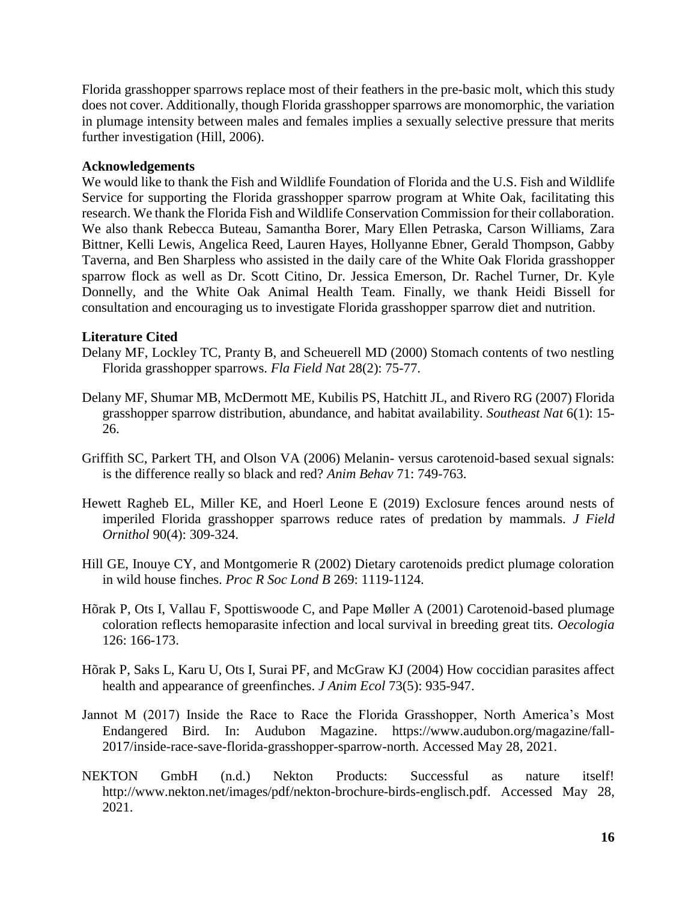Florida grasshopper sparrows replace most of their feathers in the pre-basic molt, which this study does not cover. Additionally, though Florida grasshopper sparrows are monomorphic, the variation in plumage intensity between males and females implies a sexually selective pressure that merits further investigation (Hill, 2006).

**Acknowledgements**

We would like to thank the Fish and Wildlife Foundation of Florida and the U.S. Fish and Wildlife Service for supporting the Florida grasshopper sparrow program at White Oak, facilitating this research. We thank the Florida Fish and Wildlife Conservation Commission for their collaboration. We also thank Rebecca Buteau, Samantha Borer, Mary Ellen Petraska, Carson Williams, Zara Bittner, Kelli Lewis, Angelica Reed, Lauren Hayes, Hollyanne Ebner, Gerald Thompson, Gabby Taverna, and Ben Sharpless who assisted in the daily care of the White Oak Florida grasshopper sparrow flock as well as Dr. Scott Citino, Dr. Jessica Emerson, Dr. Rachel Turner, Dr. Kyle Donnelly, and the White Oak Animal Health Team. Finally, we thank Heidi Bissell for consultation and encouraging us to investigate Florida grasshopper sparrow diet and nutrition.

**Literature Cited**

Delany MF, Lockley TC, Pranty B, and Scheuerell MD (2000) Stomach contents of two nestling Florida grasshopper sparrows. *Fla Field Nat* 28(2): 75-77.

Delany MF, Shumar MB, McDermott ME, Kubilis PS, Hatchitt JL, and Rivero RG (2007) Florida grasshopper sparrow distribution, abundance, and habitat availability. *Southeast Nat* 6(1): 15-26.

Griffith SC, Parkert TH, and Olson VA (2006) Melanin- versus carotenoid-based sexual signals: is the difference really so black and red? *Anim Behav* 71: 749-763.

Hewett Ragheb EL, Miller KE, and Hoerl Leone E (2019) Exclosure fences around nests of imperiled Florida grasshopper sparrows reduce rates of predation by mammals. *J Field Ornithol* 90(4): 309-324.

Hill GE, Inouye CY, and Montgomerie R (2002) Dietary carotenoids predict plumage coloration in wild house finches. *Proc R Soc Lond B* 269: 1119-1124.

Hõrak P, Ots I, Vallau F, Spottiswoode C, and Pape Møller A (2001) Carotenoid-based plumage coloration reflects hemoparasite infection and local survival in breeding great tits. *Oecologia* 126: 166-173.

Hõrak P, Saks L, Karu U, Ots I, Surai PF, and McGraw KJ (2004) How coccidian parasites affect health and appearance of greenfinches. *J Anim Ecol* 73(5): 935-947.

Jannot M (2017) Inside the Race to Race the Florida Grasshopper, North America's Most Endangered Bird. In: Audubon Magazine. https://www.audubon.org/magazine/fall-2017/inside-race-save-florida-grasshopper-sparrow-north. Accessed May 28, 2021.

NEKTON GmbH (n.d.) Nekton Products: Successful as nature itself! http://www.nekton.net/images/pdf/nekton-brochure-birds-englisch.pdf. Accessed May 28, 2021.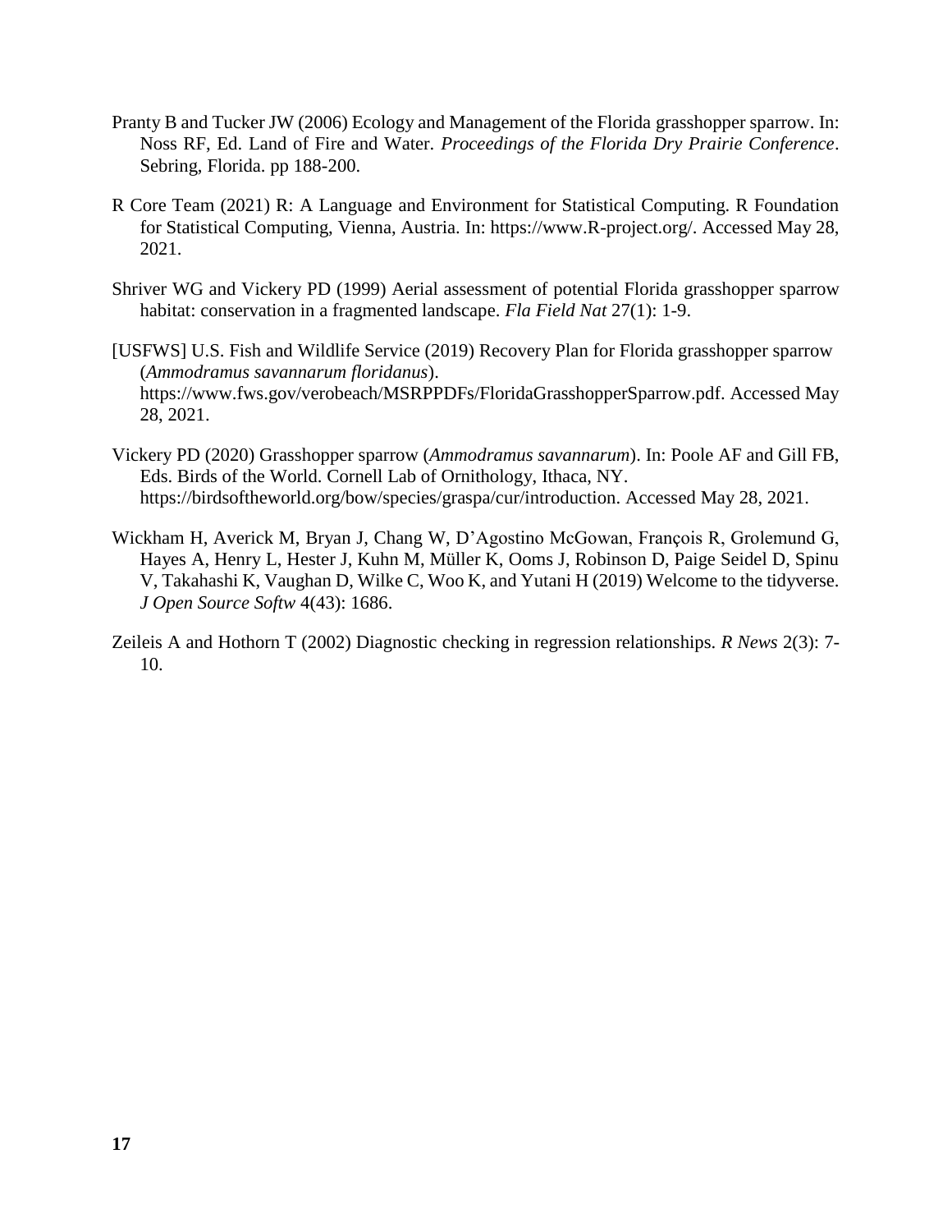Pranty B and Tucker JW (2006) Ecology and Management of the Florida grasshopper sparrow. In: Noss RF, Ed. Land of Fire and Water. *Proceedings of the Florida Dry Prairie Conference*. Sebring, Florida. pp 188-200.

R Core Team (2021) R: A Language and Environment for Statistical Computing. R Foundation for Statistical Computing, Vienna, Austria. In: https://www.R-project.org/. Accessed May 28, 2021.

Shriver WG and Vickery PD (1999) Aerial assessment of potential Florida grasshopper sparrow habitat: conservation in a fragmented landscape. *Fla Field Nat* 27(1): 1-9.

[USFWS] U.S. Fish and Wildlife Service (2019) Recovery Plan for Florida grasshopper sparrow (*Ammodramus savannarum floridanus*). https://www.fws.gov/verobeach/MSRPPDFs/FloridaGrasshopperSparrow.pdf. Accessed May 28, 2021.

Vickery PD (2020) Grasshopper sparrow (*Ammodramus savannarum*). In: Poole AF and Gill FB, Eds. Birds of the World. Cornell Lab of Ornithology, Ithaca, NY. https://birdsoftheworld.org/bow/species/graspa/cur/introduction. Accessed May 28, 2021.

Wickham H, Averick M, Bryan J, Chang W, D'Agostino McGowan, François R, Grolemund G, Hayes A, Henry L, Hester J, Kuhn M, Müller K, Ooms J, Robinson D, Paige Seidel D, Spinu V, Takahashi K, Vaughan D, Wilke C, Woo K, and Yutani H (2019) Welcome to the tidyverse. *J Open Source Softw* 4(43): 1686.

Zeileis A and Hothorn T (2002) Diagnostic checking in regression relationships. *R News* 2(3): 7-10.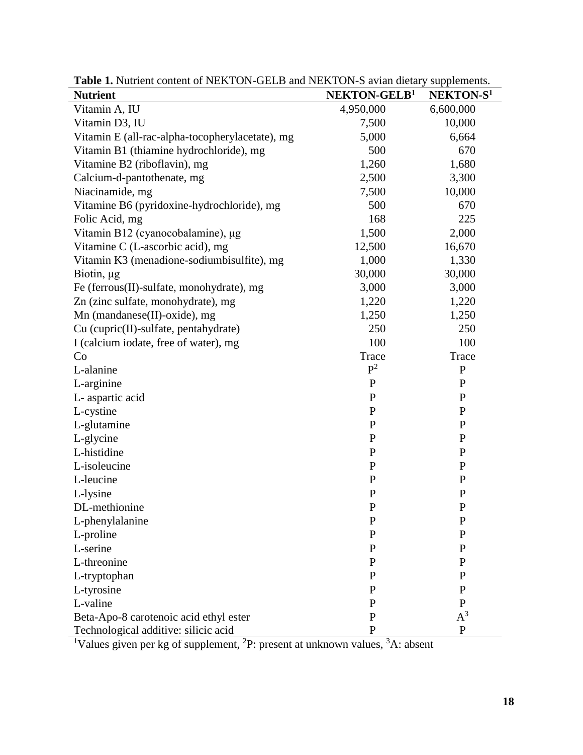**Table 1.** Nutrient content of NEKTON-GELB and NEKTON-S avian dietary supplements.

| Nutrient | NEKTON-GELB[1] | NEKTON-S[1] |
|---|---|---|
| Vitamin A, IU | 4,950,000 | 6,600,000 |
| Vitamin D3, IU | 7,500 | 10,000 |
| Vitamin E (all-rac-alpha-tocopherylacetate), mg | 5,000 | 6,664 |
| Vitamin B1 (thiamine hydrochloride), mg | 500 | 670 |
| Vitamine B2 (riboflavin), mg | 1,260 | 1,680 |
| Calcium-d-pantothenate, mg | 2,500 | 3,300 |
| Niacinamide, mg | 7,500 | 10,000 |
| Vitamine B6 (pyridoxine-hydrochloride), mg | 500 | 670 |
| Folic Acid, mg | 168 | 225 |
| Vitamin B12 (cyanocobalamine), μg | 1,500 | 2,000 |
| Vitamine C (L-ascorbic acid), mg | 12,500 | 16,670 |
| Vitamin K3 (menadione-sodiumbisulfite), mg | 1,000 | 1,330 |
| Biotin, μg | 30,000 | 30,000 |
| Fe (ferrous(II)-sulfate, monohydrate), mg | 3,000 | 3,000 |
| Zn (zinc sulfate, monohydrate), mg | 1,220 | 1,220 |
| Mn (mandanese(II)-oxide), mg | 1,250 | 1,250 |
| Cu (cupric(II)-sulfate, pentahydrate) | 250 | 250 |
| I (calcium iodate, free of water), mg | 100 | 100 |
| Co | Trace | Trace |
| L-alanine | P[2] | P |
| L-arginine | P | P |
| L- aspartic acid | P | P |
| L-cystine | P | P |
| L-glutamine | P | P |
| L-glycine | P | P |
| L-histidine | P | P |
| L-isoleucine | P | P |
| L-leucine | P | P |
| L-lysine | P | P |
| DL-methionine | P | P |
| L-phenylalanine | P | P |
| L-proline | P | P |
| L-serine | P | P |
| L-threonine | P | P |
| L-tryptophan | P | P |
| L-tyrosine | P | P |
| L-valine | P | P |
| Beta-Apo-8 carotenoic acid ethyl ester | P | A[3] |
| Technological additive: silicic acid | P | P |

[1]Values given per kg of supplement, [2]P: present at unknown values, [3]A: absent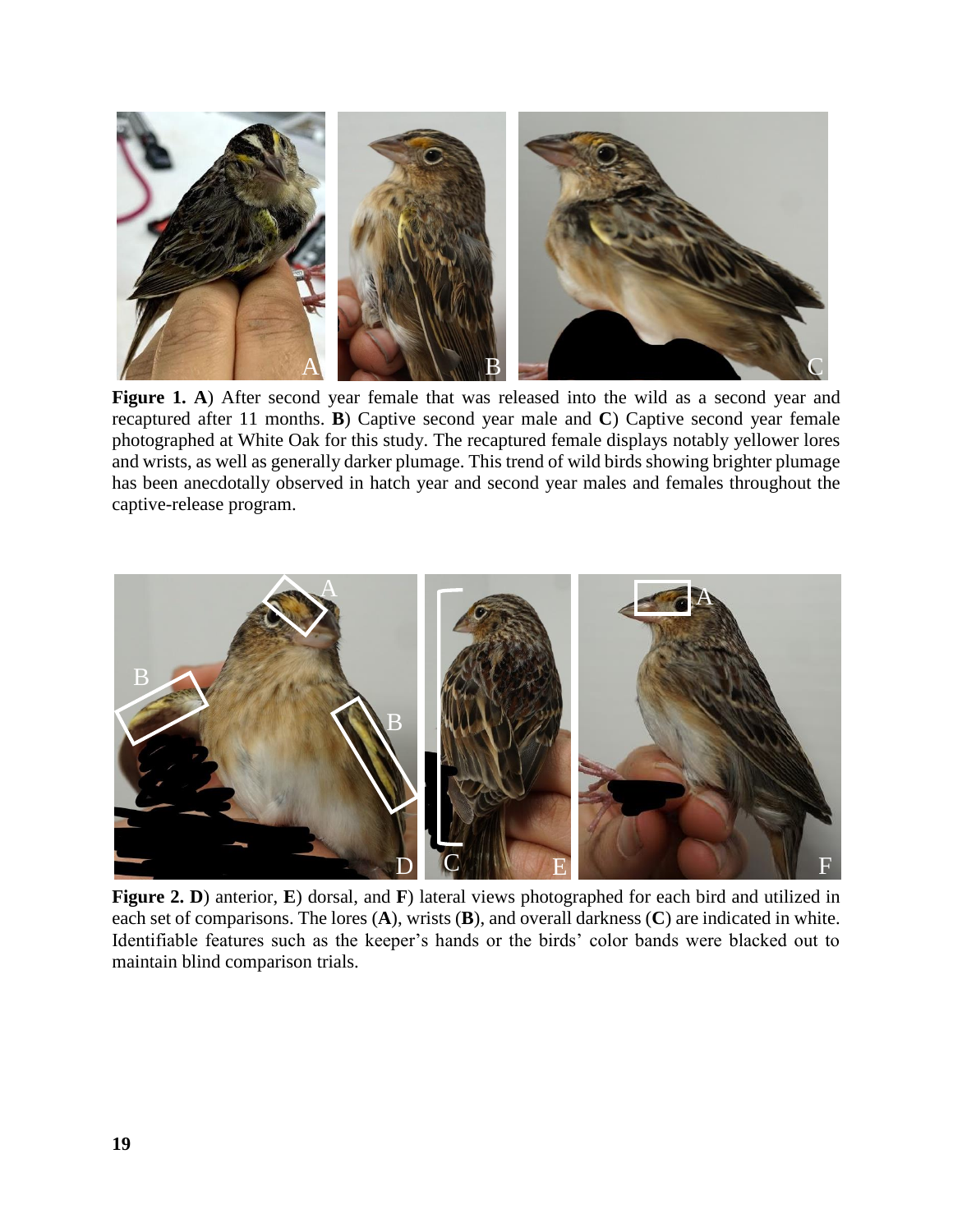**Figure 1. A**) After second year female that was released into the wild as a second year and recaptured after 11 months. **B**) Captive second year male and **C**) Captive second year female photographed at White Oak for this study. The recaptured female displays notably yellower lores and wrists, as well as generally darker plumage. This trend of wild birds showing brighter plumage has been anecdotally observed in hatch year and second year males and females throughout the captive-release program.

**Figure 2. D**) anterior, **E**) dorsal, and **F**) lateral views photographed for each bird and utilized in each set of comparisons. The lores (**A**), wrists (**B**), and overall darkness (**C**) are indicated in white. Identifiable features such as the keeper's hands or the birds' color bands were blacked out to maintain blind comparison trials.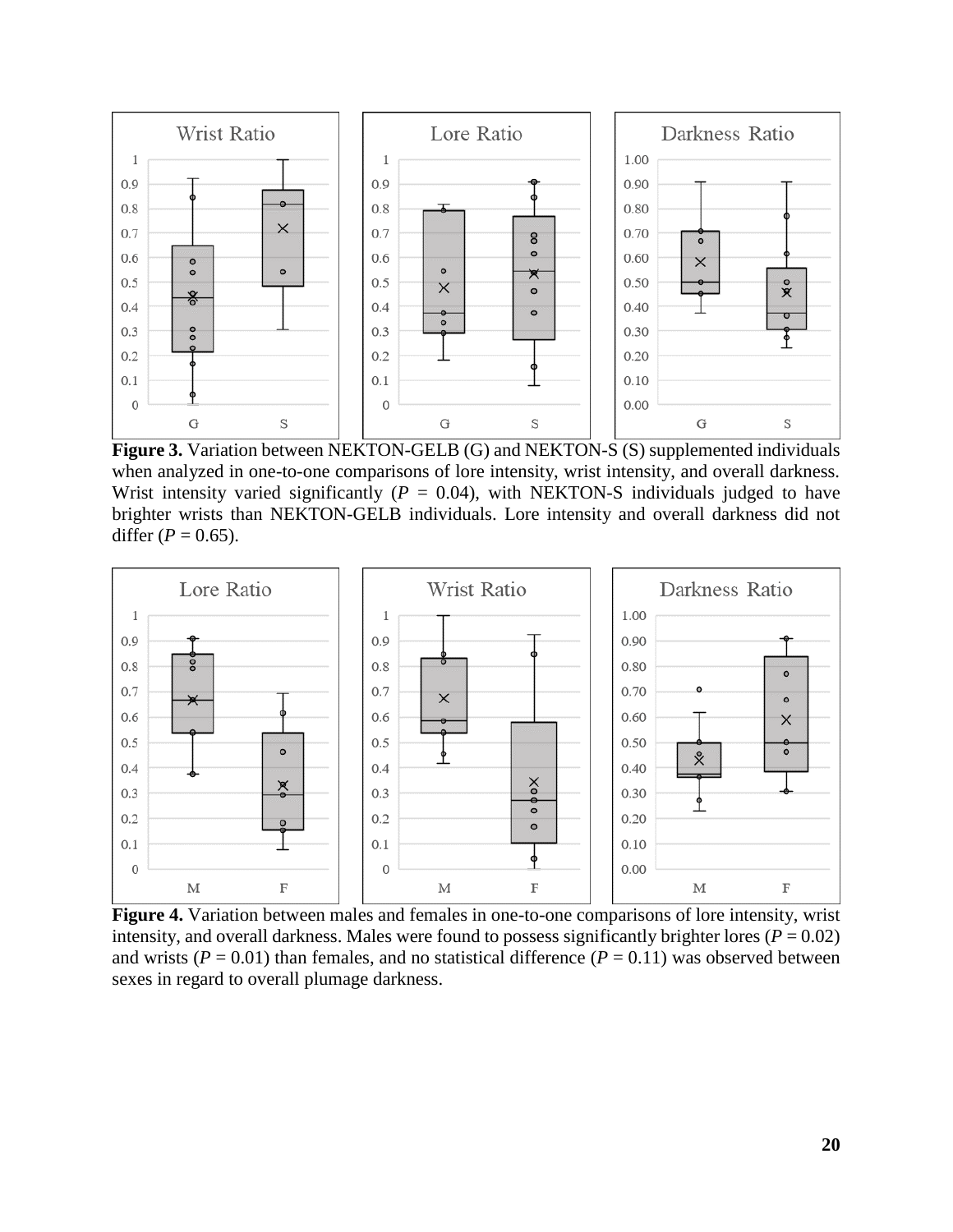Wrist Ratio

1
0.9
0.8
0.7
0.6
0.5
0.4
0.3
0.2
0.1
0

G S

Lore Ratio

1
0.9
0.8
0.7
0.6
0.5
0.4
0.3
0.2
0.1
0

G S

Darkness Ratio

1.00
0.90
0.80
0.70
0.60
0.50
0.40
0.30
0.20
0.10
0.00

G S

**Figure 3.** Variation between NEKTON-GELB (G) and NEKTON-S (S) supplemented individuals when analyzed in one-to-one comparisons of lore intensity, wrist intensity, and overall darkness. Wrist intensity varied significantly ($P = 0.04$), with NEKTON-S individuals judged to have brighter wrists than NEKTON-GELB individuals. Lore intensity and overall darkness did not differ ($P = 0.65$).

Lore Ratio

1
0.9
0.8
0.7
0.6
0.5
0.4
0.3
0.2
0.1
0

M F

Wrist Ratio

1
0.9
0.8
0.7
0.6
0.5
0.4
0.3
0.2
0.1
0

M F

Darkness Ratio

1.00
0.90
0.80
0.70
0.60
0.50
0.40
0.30
0.20
0.10
0.00

M F

**Figure 4.** Variation between males and females in one-to-one comparisons of lore intensity, wrist intensity, and overall darkness. Males were found to possess significantly brighter lores ($P = 0.02$) and wrists ($P = 0.01$) than females, and no statistical difference ($P = 0.11$) was observed between sexes in regard to overall plumage darkness.